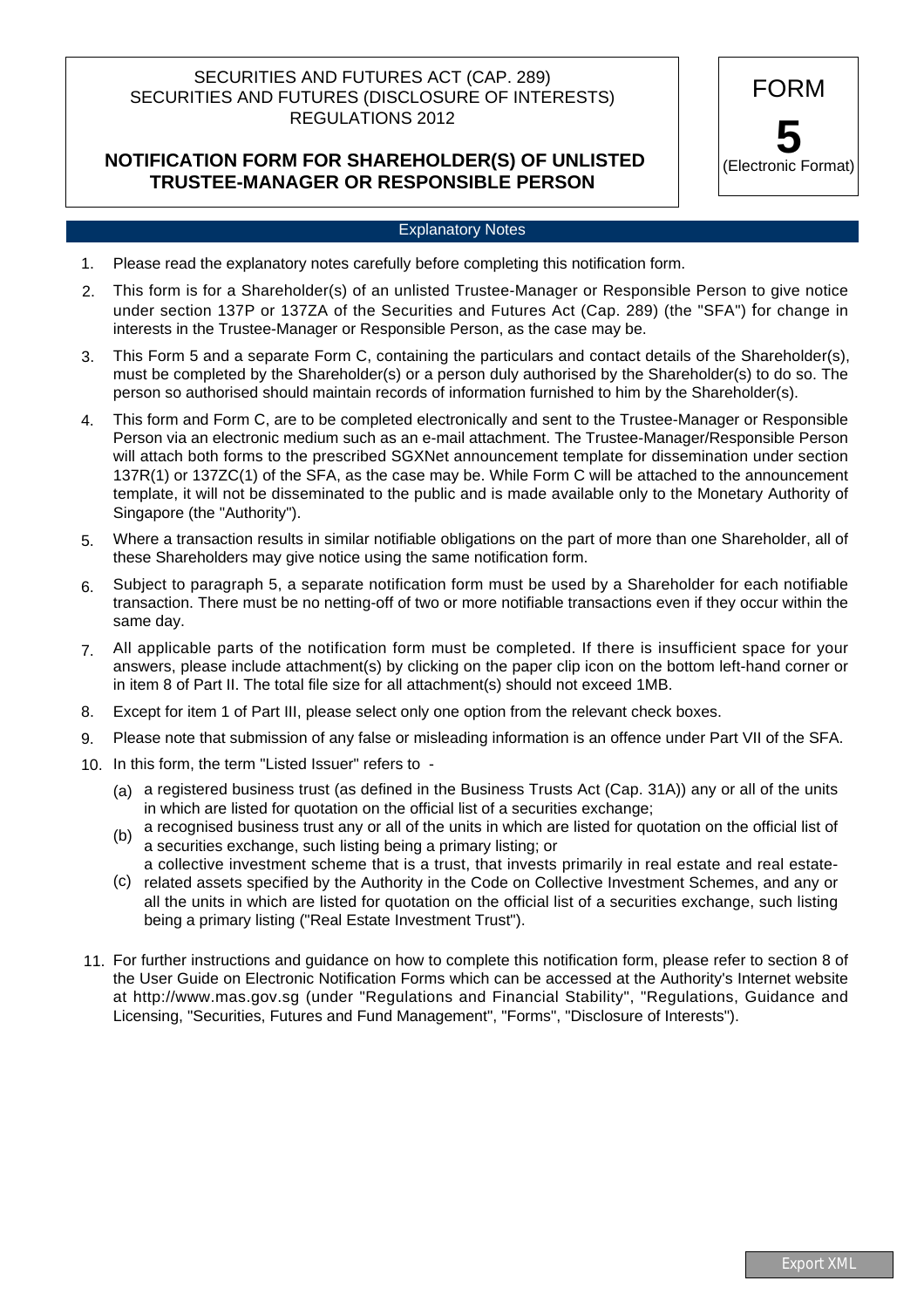SECURITIES AND FUTURES ACT (CAP. 289)
SECURITIES AND FUTURES (DISCLOSURE OF INTERESTS) REGULATIONS 2012

# NOTIFICATION FORM FOR SHAREHOLDER(S) OF UNLISTED TRUSTEE-MANAGER OR RESPONSIBLE PERSON

FORM **5** (Electronic Format)

## Explanatory Notes

1. Please read the explanatory notes carefully before completing this notification form.
2. This form is for a Shareholder(s) of an unlisted Trustee-Manager or Responsible Person to give notice under section 137P or 137ZA of the Securities and Futures Act (Cap. 289) (the "SFA") for change in interests in the Trustee-Manager or Responsible Person, as the case may be.
3. This Form 5 and a separate Form C, containing the particulars and contact details of the Shareholder(s), must be completed by the Shareholder(s) or a person duly authorised by the Shareholder(s) to do so. The person so authorised should maintain records of information furnished to him by the Shareholder(s).
4. This form and Form C, are to be completed electronically and sent to the Trustee-Manager or Responsible Person via an electronic medium such as an e-mail attachment. The Trustee-Manager/Responsible Person will attach both forms to the prescribed SGXNet announcement template for dissemination under section 137R(1) or 137ZC(1) of the SFA, as the case may be. While Form C will be attached to the announcement template, it will not be disseminated to the public and is made available only to the Monetary Authority of Singapore (the "Authority").
5. Where a transaction results in similar notifiable obligations on the part of more than one Shareholder, all of these Shareholders may give notice using the same notification form.
6. Subject to paragraph 5, a separate notification form must be used by a Shareholder for each notifiable transaction. There must be no netting-off of two or more notifiable transactions even if they occur within the same day.
7. All applicable parts of the notification form must be completed. If there is insufficient space for your answers, please include attachment(s) by clicking on the paper clip icon on the bottom left-hand corner or in item 8 of Part II. The total file size for all attachment(s) should not exceed 1MB.
8. Except for item 1 of Part III, please select only one option from the relevant check boxes.
9. Please note that submission of any false or misleading information is an offence under Part VII of the SFA.
10. In this form, the term "Listed Issuer" refers to -
    (a) a registered business trust (as defined in the Business Trusts Act (Cap. 31A)) any or all of the units in which are listed for quotation on the official list of a securities exchange;
    (b) a recognised business trust any or all of the units in which are listed for quotation on the official list of a securities exchange, such listing being a primary listing; or
    (c) a collective investment scheme that is a trust, that invests primarily in real estate and real estate-related assets specified by the Authority in the Code on Collective Investment Schemes, and any or all the units in which are listed for quotation on the official list of a securities exchange, such listing being a primary listing ("Real Estate Investment Trust").
11. For further instructions and guidance on how to complete this notification form, please refer to section 8 of the User Guide on Electronic Notification Forms which can be accessed at the Authority's Internet website at http://www.mas.gov.sg (under "Regulations and Financial Stability", "Regulations, Guidance and Licensing, "Securities, Futures and Fund Management", "Forms", "Disclosure of Interests").

Export XML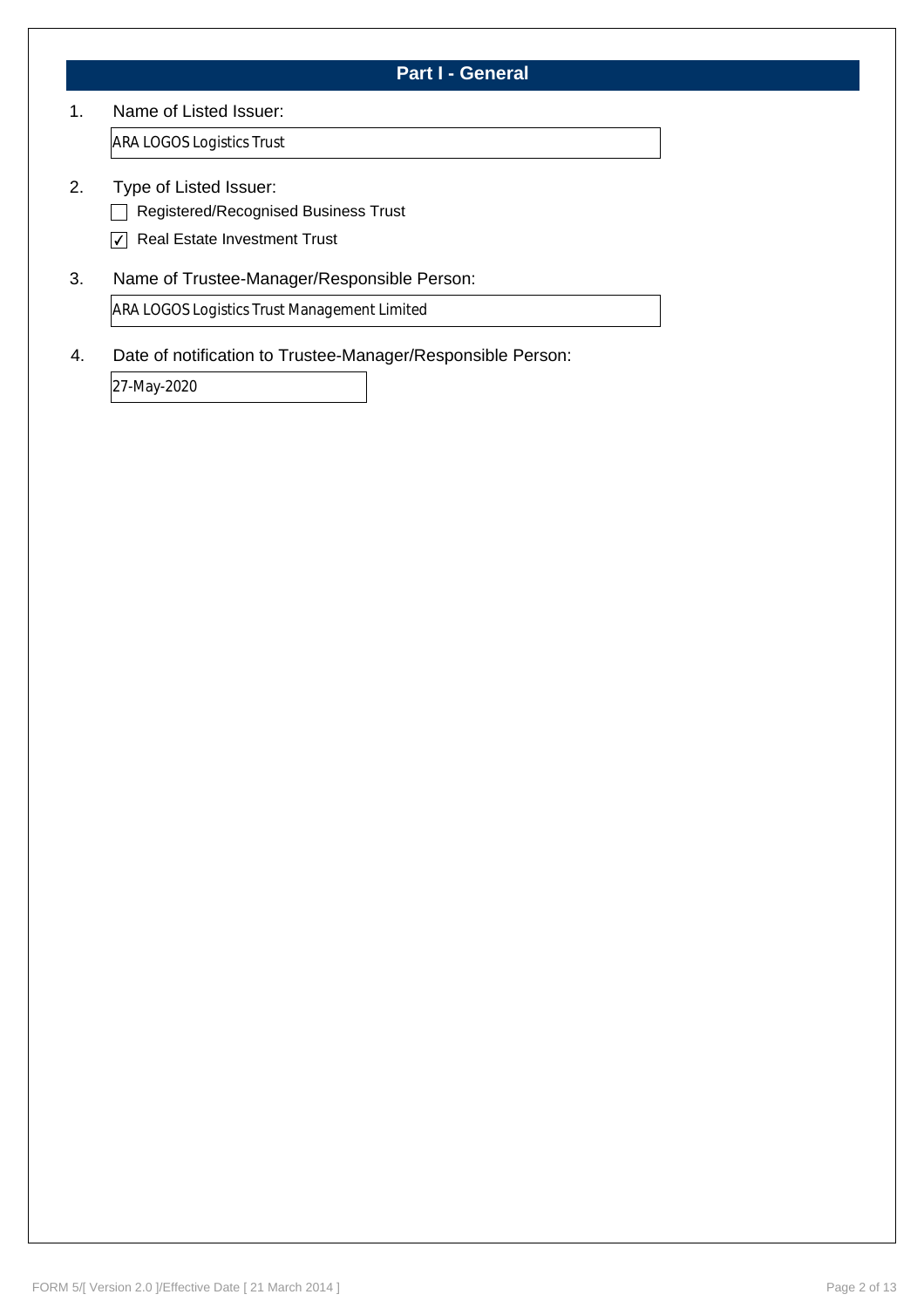## Part I - General

1. Name of Listed Issuer:

   ARA LOGOS Logistics Trust

2. Type of Listed Issuer:

   - [ ] Registered/Recognised Business Trust
   - [x] Real Estate Investment Trust

3. Name of Trustee-Manager/Responsible Person:

   ARA LOGOS Logistics Trust Management Limited

4. Date of notification to Trustee-Manager/Responsible Person:

   27-May-2020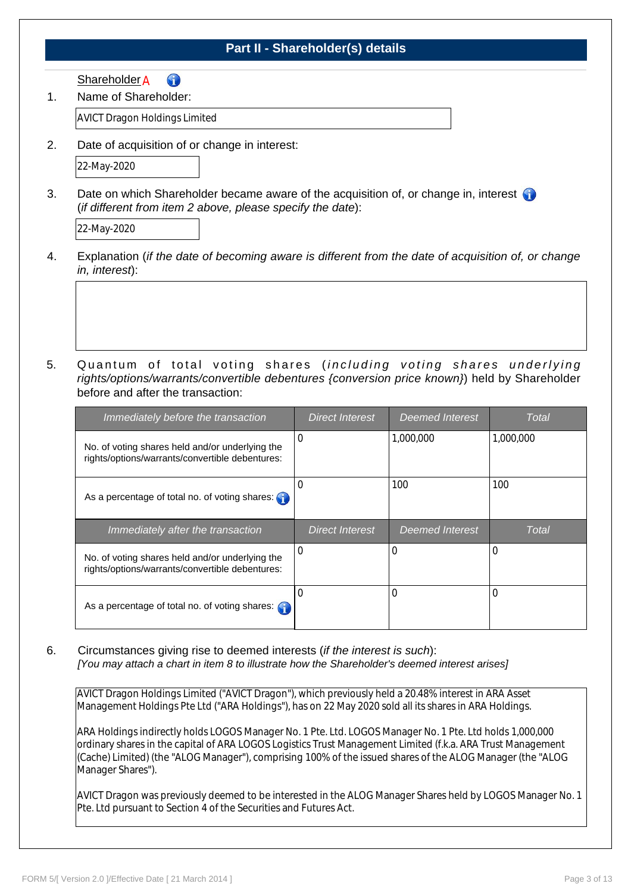## Part II - Shareholder(s) details

Shareholder A

1. Name of Shareholder:

AVICT Dragon Holdings Limited

2. Date of acquisition of or change in interest:

22-May-2020

3. Date on which Shareholder became aware of the acquisition of, or change in, interest (*if different from item 2 above, please specify the date*):

22-May-2020

4. Explanation (*if the date of becoming aware is different from the date of acquisition of, or change in, interest*):

5. Quantum of total voting shares (*including voting shares underlying rights/options/warrants/convertible debentures {conversion price known}*) held by Shareholder before and after the transaction:

| *Immediately before the transaction* | *Direct Interest* | *Deemed Interest* | *Total* |
|---|---|---|---|
| No. of voting shares held and/or underlying the rights/options/warrants/convertible debentures: | 0 | 1,000,000 | 1,000,000 |
| As a percentage of total no. of voting shares: | 0 | 100 | 100 |
| ***Immediately after the transaction*** | ***Direct Interest*** | ***Deemed Interest*** | ***Total*** |
| No. of voting shares held and/or underlying the rights/options/warrants/convertible debentures: | 0 | 0 | 0 |
| As a percentage of total no. of voting shares: | 0 | 0 | 0 |

6. Circumstances giving rise to deemed interests (*if the interest is such*):
*[You may attach a chart in item 8 to illustrate how the Shareholder's deemed interest arises]*

AVICT Dragon Holdings Limited ("AVICT Dragon"), which previously held a 20.48% interest in ARA Asset Management Holdings Pte Ltd ("ARA Holdings"), has on 22 May 2020 sold all its shares in ARA Holdings.

ARA Holdings indirectly holds LOGOS Manager No. 1 Pte. Ltd. LOGOS Manager No. 1 Pte. Ltd holds 1,000,000 ordinary shares in the capital of ARA LOGOS Logistics Trust Management Limited (f.k.a. ARA Trust Management (Cache) Limited) (the "ALOG Manager"), comprising 100% of the issued shares of the ALOG Manager (the "ALOG Manager Shares").

AVICT Dragon was previously deemed to be interested in the ALOG Manager Shares held by LOGOS Manager No. 1 Pte. Ltd pursuant to Section 4 of the Securities and Futures Act.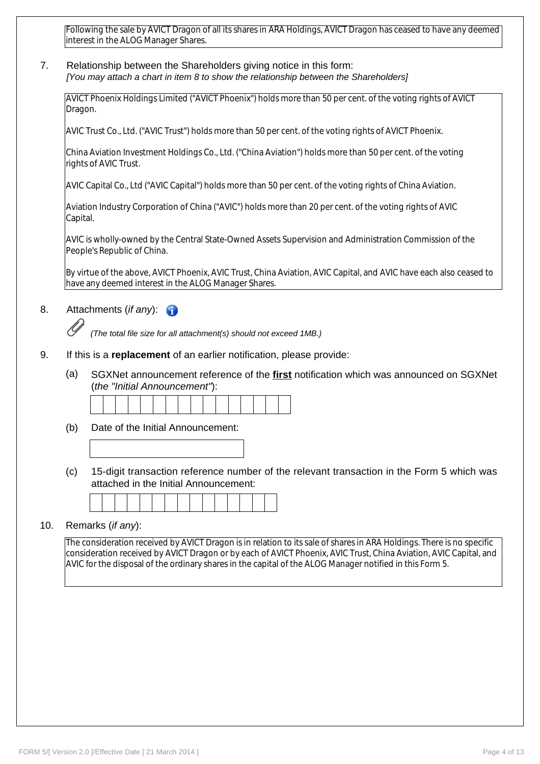Following the sale by AVICT Dragon of all its shares in ARA Holdings, AVICT Dragon has ceased to have any deemed interest in the ALOG Manager Shares.

7. Relationship between the Shareholders giving notice in this form:
*[You may attach a chart in item 8 to show the relationship between the Shareholders]*

AVICT Phoenix Holdings Limited ("AVICT Phoenix") holds more than 50 per cent. of the voting rights of AVICT Dragon.

AVIC Trust Co., Ltd. ("AVIC Trust") holds more than 50 per cent. of the voting rights of AVICT Phoenix.

China Aviation Investment Holdings Co., Ltd. ("China Aviation") holds more than 50 per cent. of the voting rights of AVIC Trust.

AVIC Capital Co., Ltd ("AVIC Capital") holds more than 50 per cent. of the voting rights of China Aviation.

Aviation Industry Corporation of China ("AVIC") holds more than 20 per cent. of the voting rights of AVIC Capital.

AVIC is wholly-owned by the Central State-Owned Assets Supervision and Administration Commission of the People's Republic of China.

By virtue of the above, AVICT Phoenix, AVIC Trust, China Aviation, AVIC Capital, and AVIC have each also ceased to have any deemed interest in the ALOG Manager Shares.

8. Attachments (*if any*):

*(The total file size for all attachment(s) should not exceed 1MB.)*

9. If this is a **replacement** of an earlier notification, please provide:

(a) SGXNet announcement reference of the **first** notification which was announced on SGXNet (*the "Initial Announcement"*):

(b) Date of the Initial Announcement:

(c) 15-digit transaction reference number of the relevant transaction in the Form 5 which was attached in the Initial Announcement:

10. Remarks (*if any*):

The consideration received by AVICT Dragon is in relation to its sale of shares in ARA Holdings. There is no specific consideration received by AVICT Dragon or by each of AVICT Phoenix, AVIC Trust, China Aviation, AVIC Capital, and AVIC for the disposal of the ordinary shares in the capital of the ALOG Manager notified in this Form 5.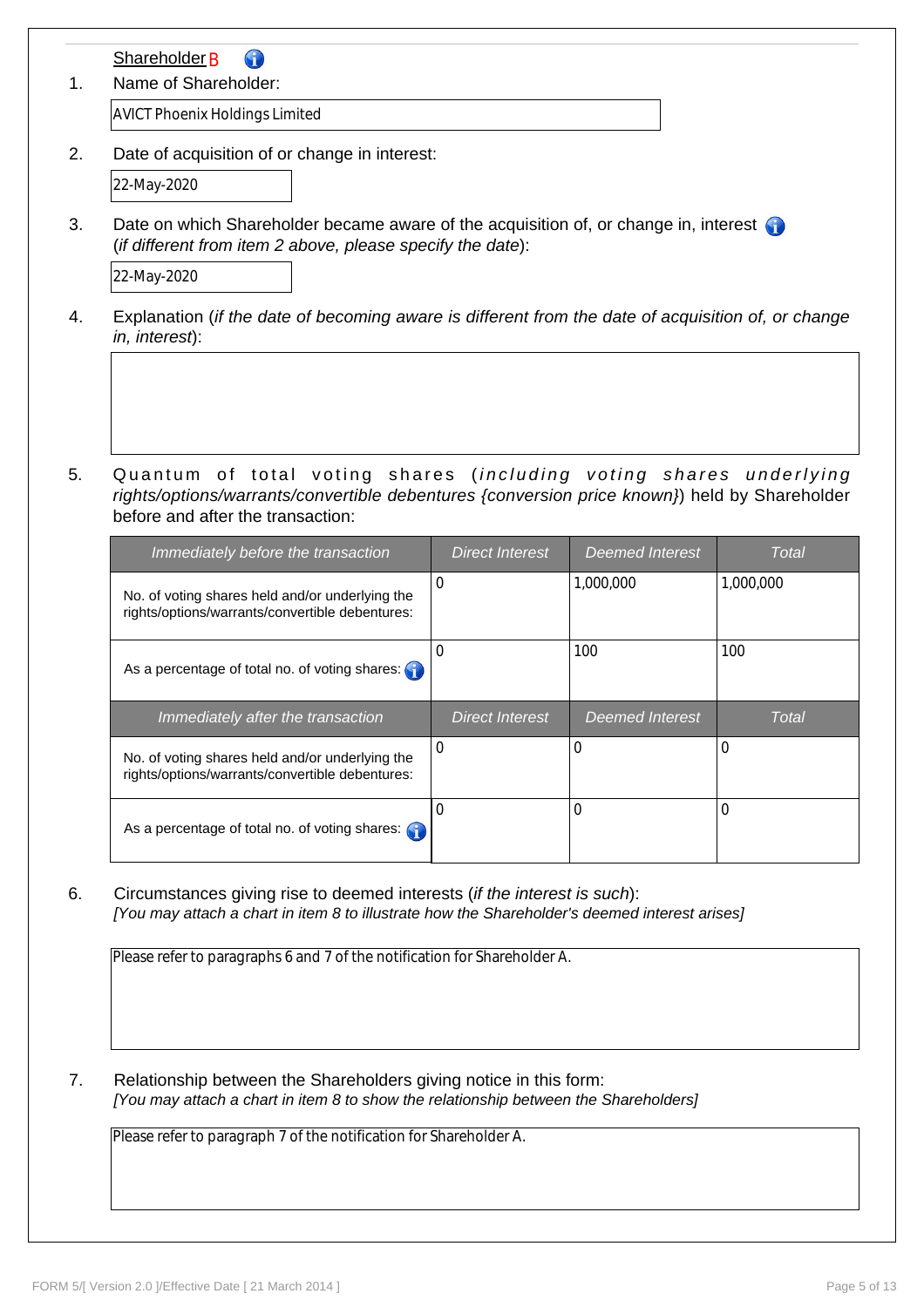Shareholder B

1. Name of Shareholder:

AVICT Phoenix Holdings Limited

2. Date of acquisition of or change in interest:

22-May-2020

3. Date on which Shareholder became aware of the acquisition of, or change in, interest (*if different from item 2 above, please specify the date*):

22-May-2020

4. Explanation (*if the date of becoming aware is different from the date of acquisition of, or change in, interest*):

5. Quantum of total voting shares (*including voting shares underlying rights/options/warrants/convertible debentures {conversion price known}*) held by Shareholder before and after the transaction:

| *Immediately before the transaction* | *Direct Interest* | *Deemed Interest* | *Total* |
|---|---|---|---|
| No. of voting shares held and/or underlying the rights/options/warrants/convertible debentures: | 0 | 1,000,000 | 1,000,000 |
| As a percentage of total no. of voting shares: | 0 | 100 | 100 |

| *Immediately after the transaction* | *Direct Interest* | *Deemed Interest* | *Total* |
|---|---|---|---|
| No. of voting shares held and/or underlying the rights/options/warrants/convertible debentures: | 0 | 0 | 0 |
| As a percentage of total no. of voting shares: | 0 | 0 | 0 |

6. Circumstances giving rise to deemed interests (*if the interest is such*):
*[You may attach a chart in item 8 to illustrate how the Shareholder's deemed interest arises]*

Please refer to paragraphs 6 and 7 of the notification for Shareholder A.

7. Relationship between the Shareholders giving notice in this form:
*[You may attach a chart in item 8 to show the relationship between the Shareholders]*

Please refer to paragraph 7 of the notification for Shareholder A.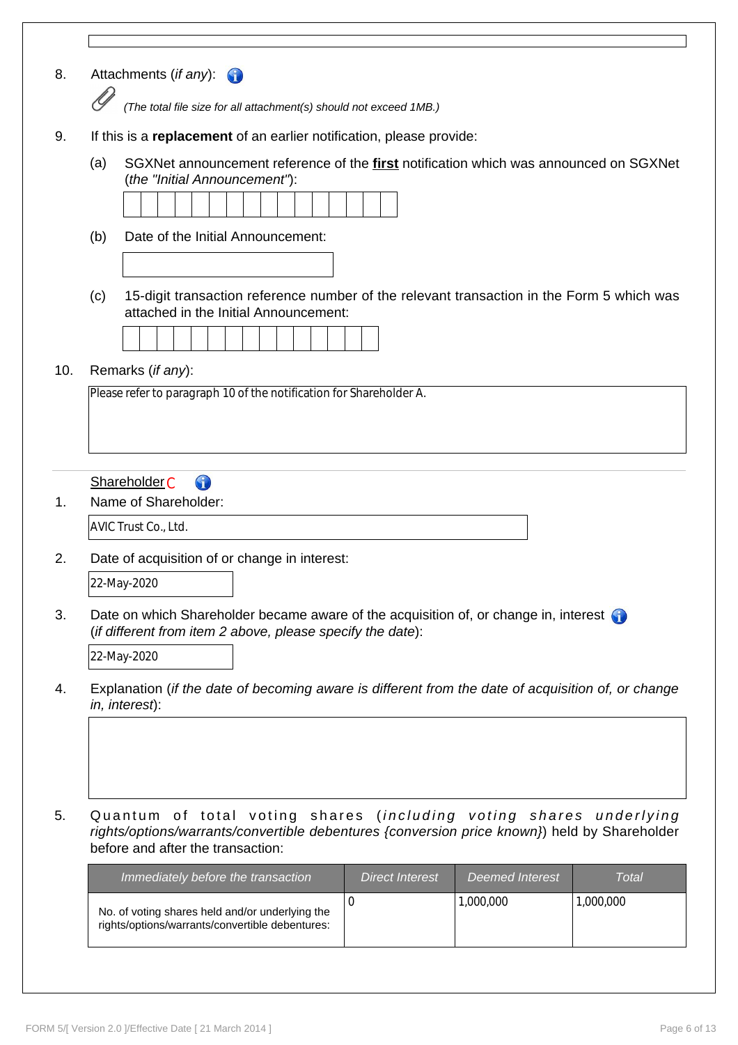8. Attachments (*if any*):

   *(The total file size for all attachment(s) should not exceed 1MB.)*

9. If this is a **replacement** of an earlier notification, please provide:

   (a) SGXNet announcement reference of the **first** notification which was announced on SGXNet (*the "Initial Announcement"*):

   (b) Date of the Initial Announcement:

   (c) 15-digit transaction reference number of the relevant transaction in the Form 5 which was attached in the Initial Announcement:

10. Remarks (*if any*):

    Please refer to paragraph 10 of the notification for Shareholder A.

---

Shareholder C

1. Name of Shareholder:

   AVIC Trust Co., Ltd.

2. Date of acquisition of or change in interest:

   22-May-2020

3. Date on which Shareholder became aware of the acquisition of, or change in, interest (*if different from item 2 above, please specify the date*):

   22-May-2020

4. Explanation (*if the date of becoming aware is different from the date of acquisition of, or change in, interest*):

5. Quantum of total voting shares (*including voting shares underlying rights/options/warrants/convertible debentures {conversion price known}*) held by Shareholder before and after the transaction:

| *Immediately before the transaction* | *Direct Interest* | *Deemed Interest* | *Total* |
|---|---|---|---|
| No. of voting shares held and/or underlying the rights/options/warrants/convertible debentures: | 0 | 1,000,000 | 1,000,000 |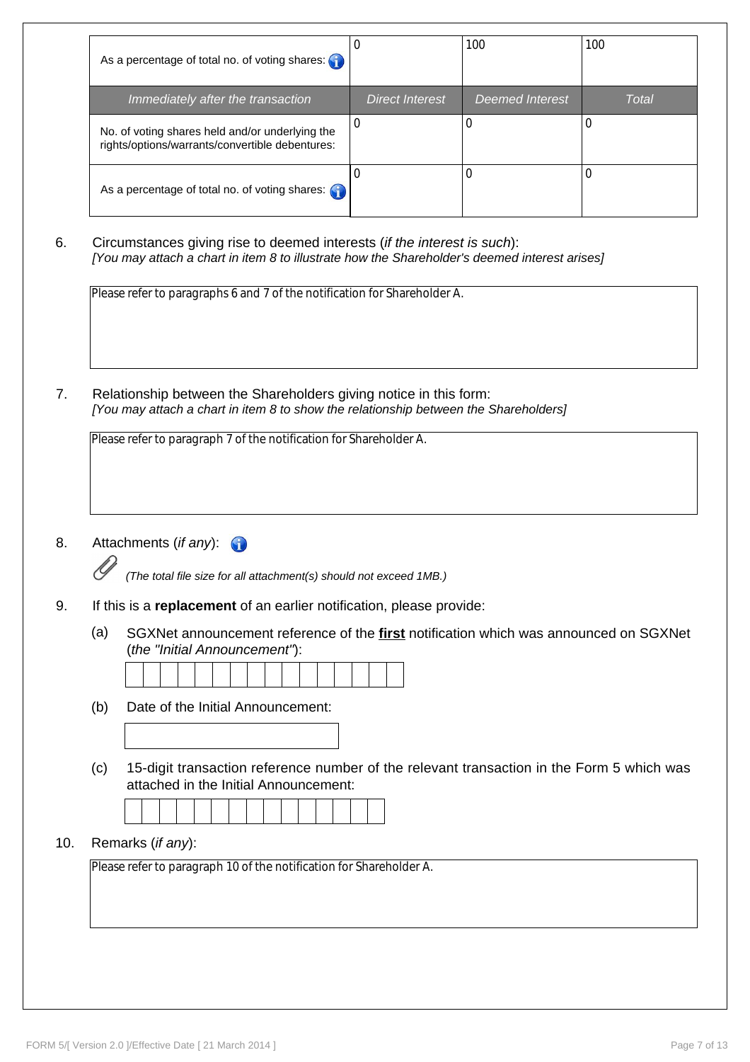| As a percentage of total no. of voting shares: | 0 | 100 | 100 |
|---|---|---|---|
| *Immediately after the transaction* | *Direct Interest* | *Deemed Interest* | *Total* |
| No. of voting shares held and/or underlying the rights/options/warrants/convertible debentures: | 0 | 0 | 0 |
| As a percentage of total no. of voting shares: | 0 | 0 | 0 |

6. Circumstances giving rise to deemed interests (*if the interest is such*):
   *[You may attach a chart in item 8 to illustrate how the Shareholder's deemed interest arises]*

   Please refer to paragraphs 6 and 7 of the notification for Shareholder A.

7. Relationship between the Shareholders giving notice in this form:
   *[You may attach a chart in item 8 to show the relationship between the Shareholders]*

   Please refer to paragraph 7 of the notification for Shareholder A.

8. Attachments (*if any*):

   *(The total file size for all attachment(s) should not exceed 1MB.)*

9. If this is a **replacement** of an earlier notification, please provide:

   (a) SGXNet announcement reference of the **first** notification which was announced on SGXNet (*the "Initial Announcement"*):

   (b) Date of the Initial Announcement:

   (c) 15-digit transaction reference number of the relevant transaction in the Form 5 which was attached in the Initial Announcement:

10. Remarks (*if any*):

    Please refer to paragraph 10 of the notification for Shareholder A.

FORM 5/[ Version 2.0 ]/Effective Date [ 21 March 2014 ]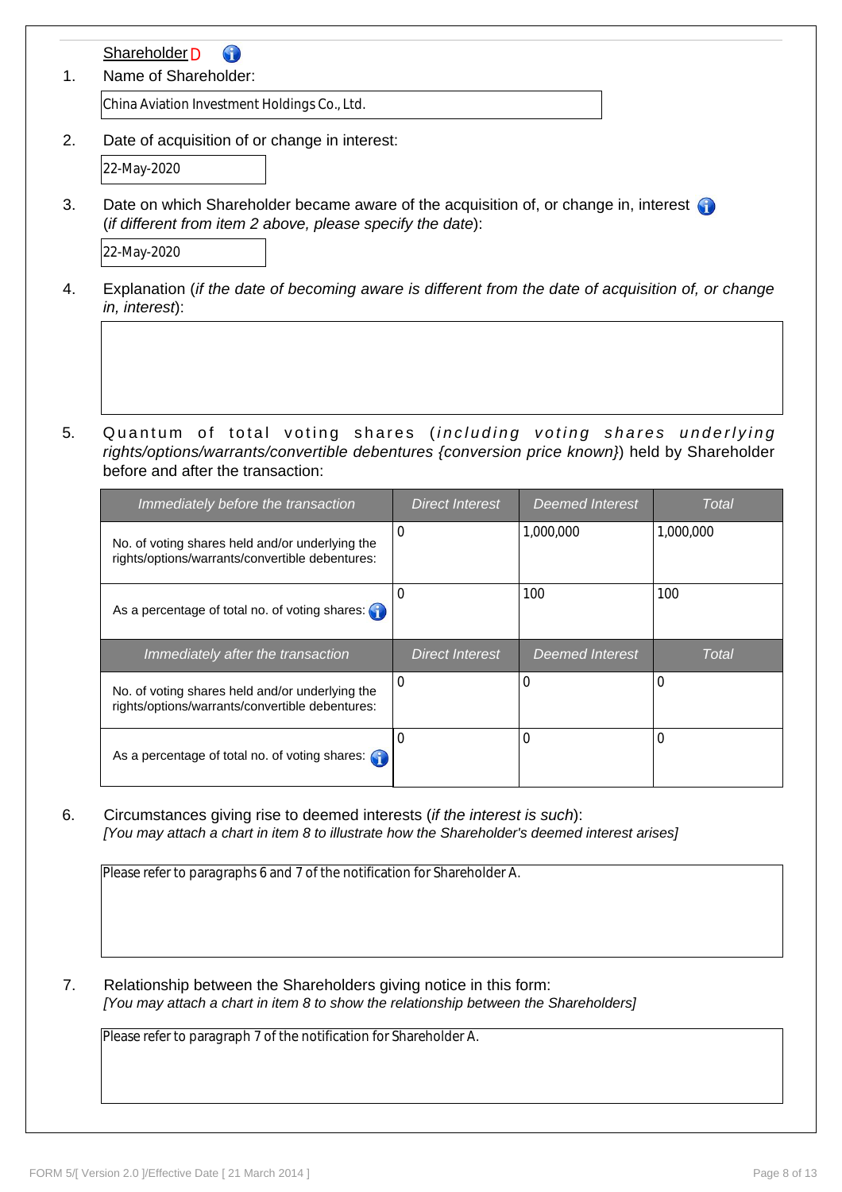Shareholder D

1. Name of Shareholder:

China Aviation Investment Holdings Co., Ltd.

2. Date of acquisition of or change in interest:

22-May-2020

3. Date on which Shareholder became aware of the acquisition of, or change in, interest (*if different from item 2 above, please specify the date*):

22-May-2020

4. Explanation (*if the date of becoming aware is different from the date of acquisition of, or change in, interest*):

5. Quantum of total voting shares (*including voting shares underlying rights/options/warrants/convertible debentures {conversion price known}*) held by Shareholder before and after the transaction:

| *Immediately before the transaction* | *Direct Interest* | *Deemed Interest* | *Total* |
|---|---|---|---|
| No. of voting shares held and/or underlying the rights/options/warrants/convertible debentures: | 0 | 1,000,000 | 1,000,000 |
| As a percentage of total no. of voting shares: | 0 | 100 | 100 |
| *Immediately after the transaction* | *Direct Interest* | *Deemed Interest* | *Total* |
| No. of voting shares held and/or underlying the rights/options/warrants/convertible debentures: | 0 | 0 | 0 |
| As a percentage of total no. of voting shares: | 0 | 0 | 0 |

6. Circumstances giving rise to deemed interests (*if the interest is such*):
*[You may attach a chart in item 8 to illustrate how the Shareholder's deemed interest arises]*

Please refer to paragraphs 6 and 7 of the notification for Shareholder A.

7. Relationship between the Shareholders giving notice in this form:
*[You may attach a chart in item 8 to show the relationship between the Shareholders]*

Please refer to paragraph 7 of the notification for Shareholder A.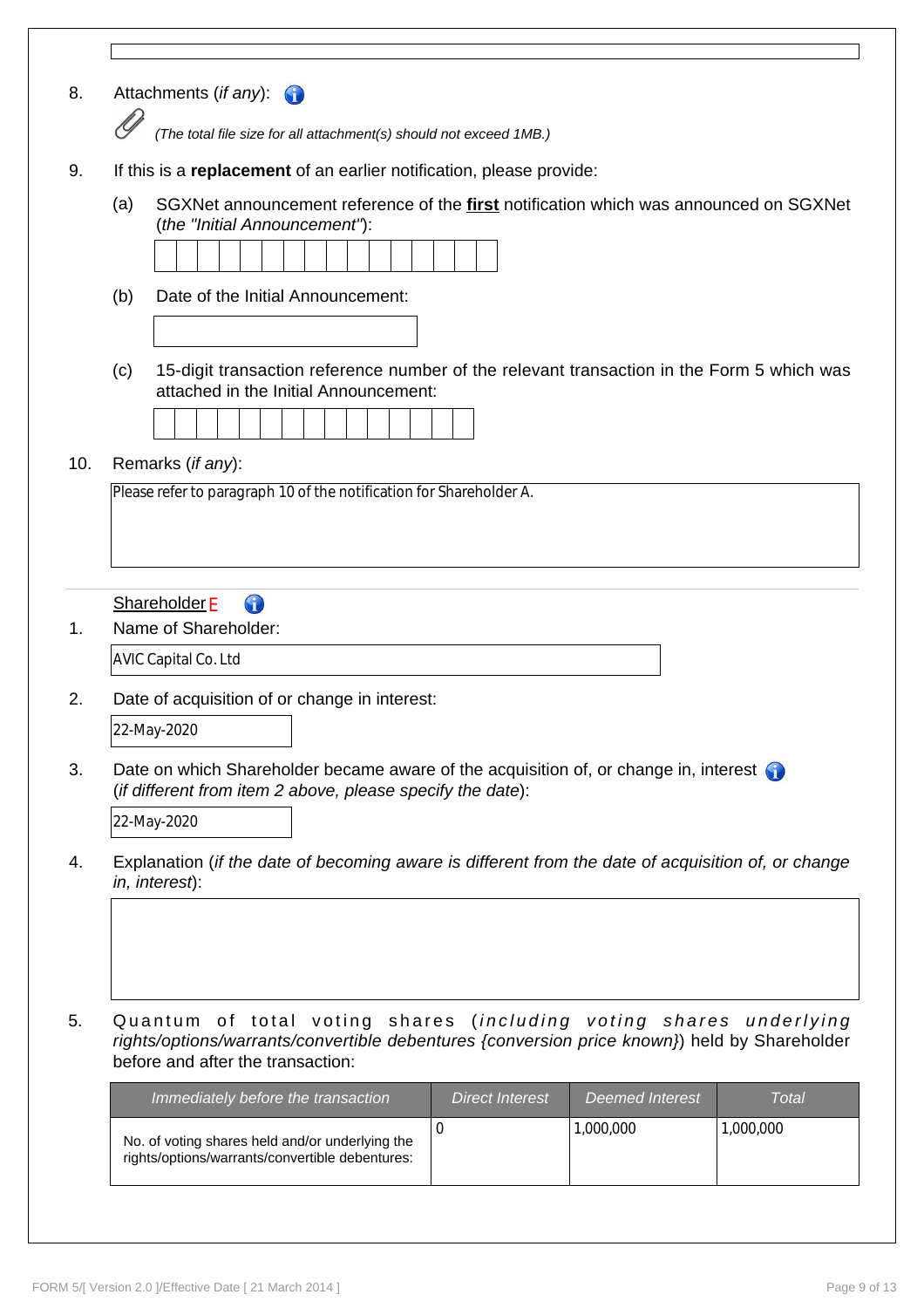8. Attachments (*if any*):

   *(The total file size for all attachment(s) should not exceed 1MB.)*

9. If this is a **replacement** of an earlier notification, please provide:

   (a) SGXNet announcement reference of the **first** notification which was announced on SGXNet (*the "Initial Announcement"*):

   (b) Date of the Initial Announcement:

   (c) 15-digit transaction reference number of the relevant transaction in the Form 5 which was attached in the Initial Announcement:

10. Remarks (*if any*):

    Please refer to paragraph 10 of the notification for Shareholder A.

---

Shareholder E

1. Name of Shareholder:

   AVIC Capital Co. Ltd

2. Date of acquisition of or change in interest:

   22-May-2020

3. Date on which Shareholder became aware of the acquisition of, or change in, interest (*if different from item 2 above, please specify the date*):

   22-May-2020

4. Explanation (*if the date of becoming aware is different from the date of acquisition of, or change in, interest*):

5. Quantum of total voting shares (*including voting shares underlying rights/options/warrants/convertible debentures {conversion price known}*) held by Shareholder before and after the transaction:

| *Immediately before the transaction* | *Direct Interest* | *Deemed Interest* | *Total* |
|---|---|---|---|
| No. of voting shares held and/or underlying the rights/options/warrants/convertible debentures: | 0 | 1,000,000 | 1,000,000 |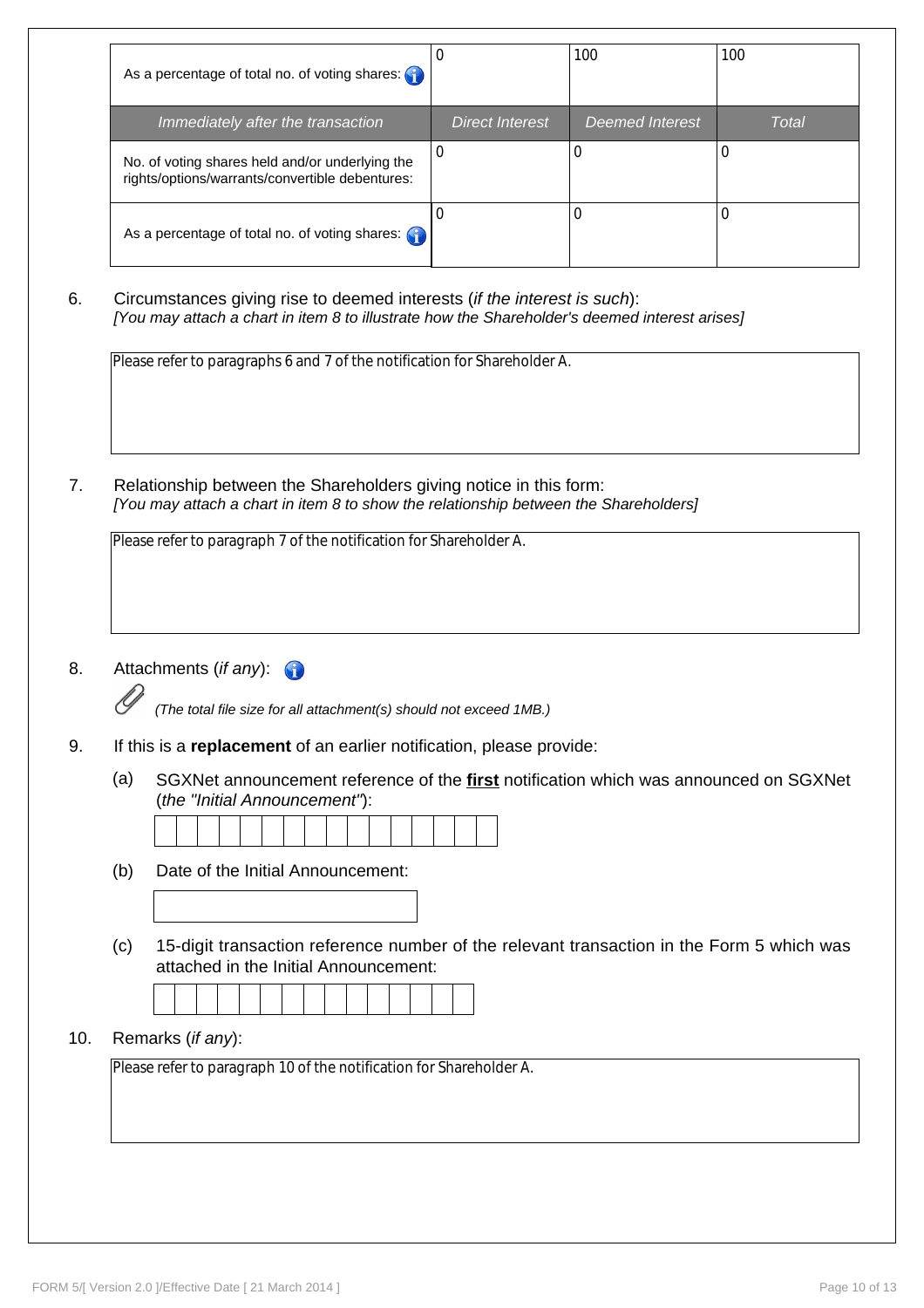| As a percentage of total no. of voting shares: | 0 | 100 | 100 |
|---|---|---|---|
| *Immediately after the transaction* | *Direct Interest* | *Deemed Interest* | *Total* |
| No. of voting shares held and/or underlying the rights/options/warrants/convertible debentures: | 0 | 0 | 0 |
| As a percentage of total no. of voting shares: | 0 | 0 | 0 |

6. Circumstances giving rise to deemed interests (*if the interest is such*):
*[You may attach a chart in item 8 to illustrate how the Shareholder's deemed interest arises]*

Please refer to paragraphs 6 and 7 of the notification for Shareholder A.

7. Relationship between the Shareholders giving notice in this form:
*[You may attach a chart in item 8 to show the relationship between the Shareholders]*

Please refer to paragraph 7 of the notification for Shareholder A.

8. Attachments (*if any*):

*(The total file size for all attachment(s) should not exceed 1MB.)*

9. If this is a **replacement** of an earlier notification, please provide:

(a) SGXNet announcement reference of the **first** notification which was announced on SGXNet (*the "Initial Announcement"*):

(b) Date of the Initial Announcement:

(c) 15-digit transaction reference number of the relevant transaction in the Form 5 which was attached in the Initial Announcement:

10. Remarks (*if any*):

Please refer to paragraph 10 of the notification for Shareholder A.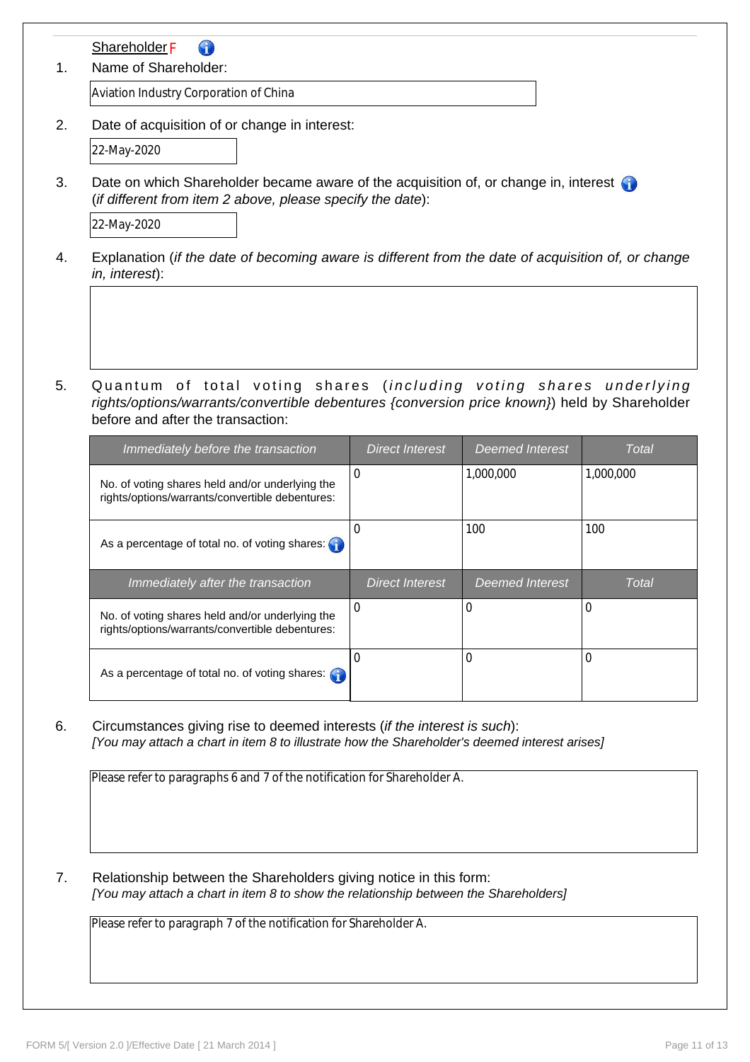Shareholder F

1. Name of Shareholder:

Aviation Industry Corporation of China

2. Date of acquisition of or change in interest:

22-May-2020

3. Date on which Shareholder became aware of the acquisition of, or change in, interest (*if different from item 2 above, please specify the date*):

22-May-2020

4. Explanation (*if the date of becoming aware is different from the date of acquisition of, or change in, interest*):

5. Quantum of total voting shares (*including voting shares underlying rights/options/warrants/convertible debentures {conversion price known}*) held by Shareholder before and after the transaction:

| *Immediately before the transaction* | *Direct Interest* | *Deemed Interest* | *Total* |
|---|---|---|---|
| No. of voting shares held and/or underlying the rights/options/warrants/convertible debentures: | 0 | 1,000,000 | 1,000,000 |
| As a percentage of total no. of voting shares: | 0 | 100 | 100 |

| *Immediately after the transaction* | *Direct Interest* | *Deemed Interest* | *Total* |
|---|---|---|---|
| No. of voting shares held and/or underlying the rights/options/warrants/convertible debentures: | 0 | 0 | 0 |
| As a percentage of total no. of voting shares: | 0 | 0 | 0 |

6. Circumstances giving rise to deemed interests (*if the interest is such*):
*[You may attach a chart in item 8 to illustrate how the Shareholder's deemed interest arises]*

Please refer to paragraphs 6 and 7 of the notification for Shareholder A.

7. Relationship between the Shareholders giving notice in this form:
*[You may attach a chart in item 8 to show the relationship between the Shareholders]*

Please refer to paragraph 7 of the notification for Shareholder A.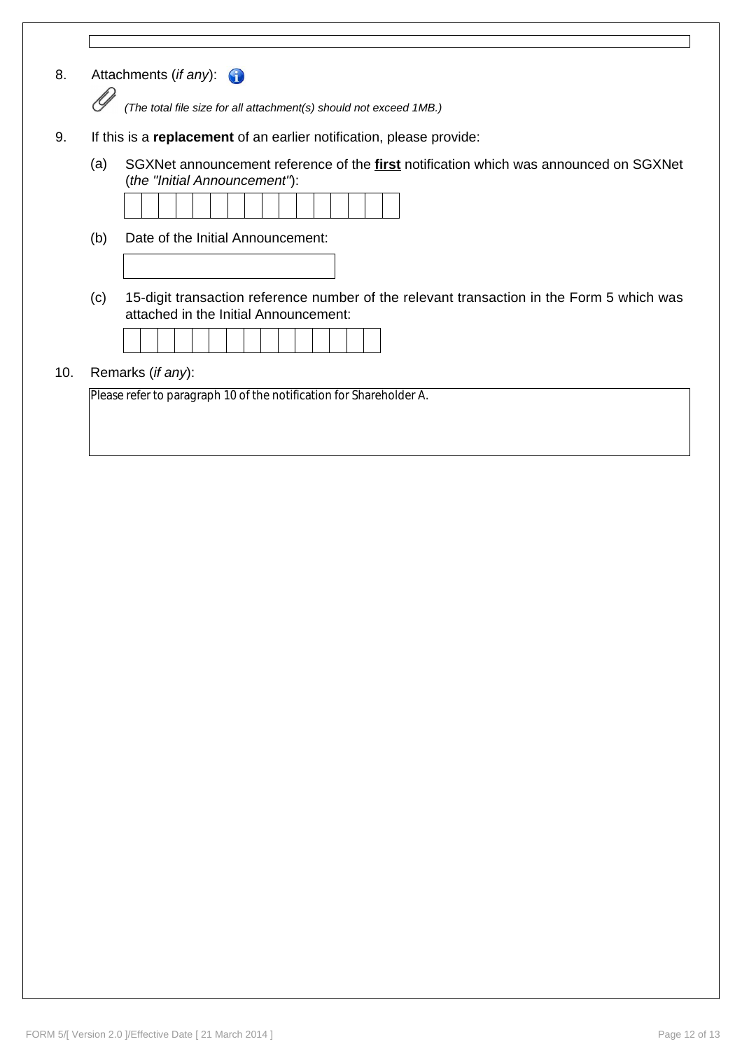8. Attachments (*if any*):

   *(The total file size for all attachment(s) should not exceed 1MB.)*

9. If this is a **replacement** of an earlier notification, please provide:

   (a) SGXNet announcement reference of the **first** notification which was announced on SGXNet (*the "Initial Announcement"*):

   (b) Date of the Initial Announcement:

   (c) 15-digit transaction reference number of the relevant transaction in the Form 5 which was attached in the Initial Announcement:

10. Remarks (*if any*):

    Please refer to paragraph 10 of the notification for Shareholder A.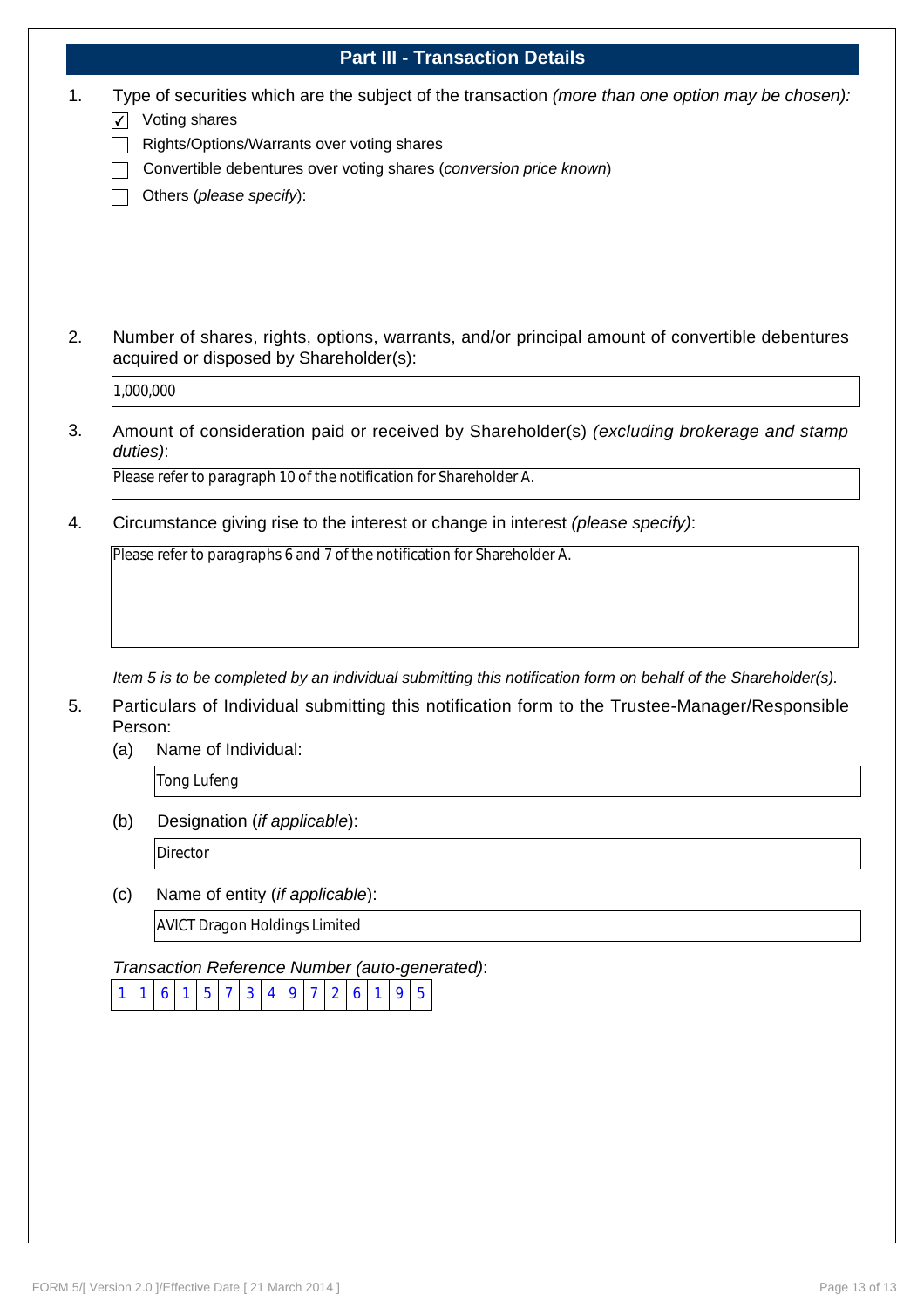## Part III - Transaction Details

1. Type of securities which are the subject of the transaction *(more than one option may be chosen):*

   - [x] Voting shares
   - [ ] Rights/Options/Warrants over voting shares
   - [ ] Convertible debentures over voting shares (*conversion price known*)
   - [ ] Others (*please specify*):

2. Number of shares, rights, options, warrants, and/or principal amount of convertible debentures acquired or disposed by Shareholder(s):

   1,000,000

3. Amount of consideration paid or received by Shareholder(s) *(excluding brokerage and stamp duties)*:

   Please refer to paragraph 10 of the notification for Shareholder A.

4. Circumstance giving rise to the interest or change in interest *(please specify)*:

   Please refer to paragraphs 6 and 7 of the notification for Shareholder A.

*Item 5 is to be completed by an individual submitting this notification form on behalf of the Shareholder(s).*

5. Particulars of Individual submitting this notification form to the Trustee-Manager/Responsible Person:

   (a) Name of Individual:

   Tong Lufeng

   (b) Designation (*if applicable*):

   Director

   (c) Name of entity (*if applicable*):

   AVICT Dragon Holdings Limited

*Transaction Reference Number (auto-generated)*:

1 1 6 1 5 7 3 4 9 7 2 6 1 9 5